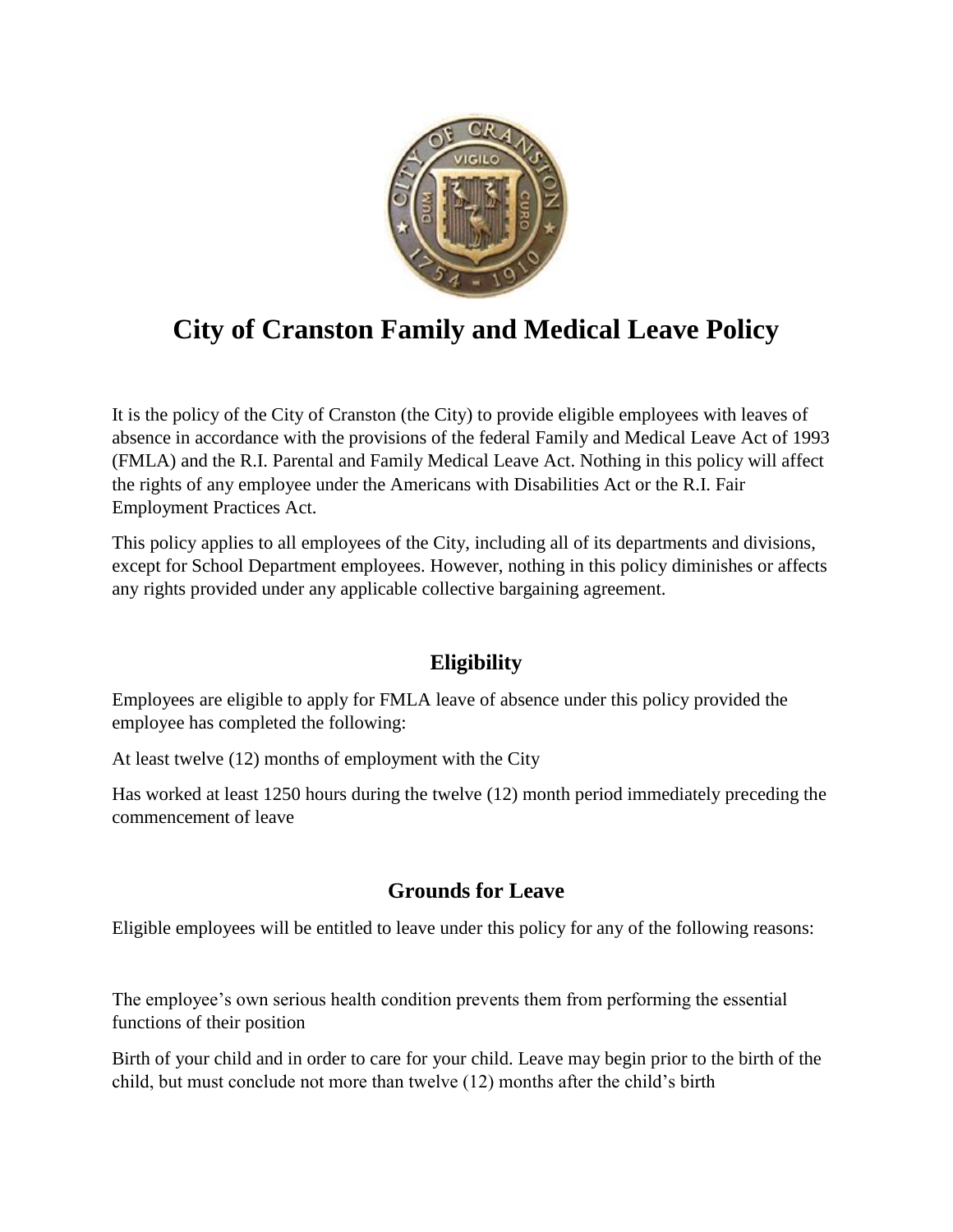# City of Cranston Family and Medical Leave Policy

It is the policy of the City of Cranston (the City) to provide eligible employees with leaves of absence in accordance with the provisions of the federal Family and Medical Leave Act of 1993 (FMLA) and the R.I. Parental and Family Medical Leave Act. Nothing in this policy will affect the rights of any employee under the Americans with Disabilities Act or the R.I. Fair Employment Practices Act.

This policy applies to all employees of the City, including all of its departments and divisions, except for School Department employees. However, nothing in this policy diminishes or affects any rights provided under any applicable collective bargaining agreement.

## Eligibility

Employees are eligible to apply for FMLA leave of absence under this policy provided the employee has completed the following:

At least twelve (12) months of employment with the City

Has worked at least 1250 hours during the twelve (12) month period immediately preceding the commencement of leave

## Grounds for Leave

Eligible employees will be entitled to leave under this policy for any of the following reasons:

The employee's own serious health condition prevents them from performing the essential functions of their position

Birth of your child and in order to care for your child. Leave may begin prior to the birth of the child, but must conclude not more than twelve (12) months after the child's birth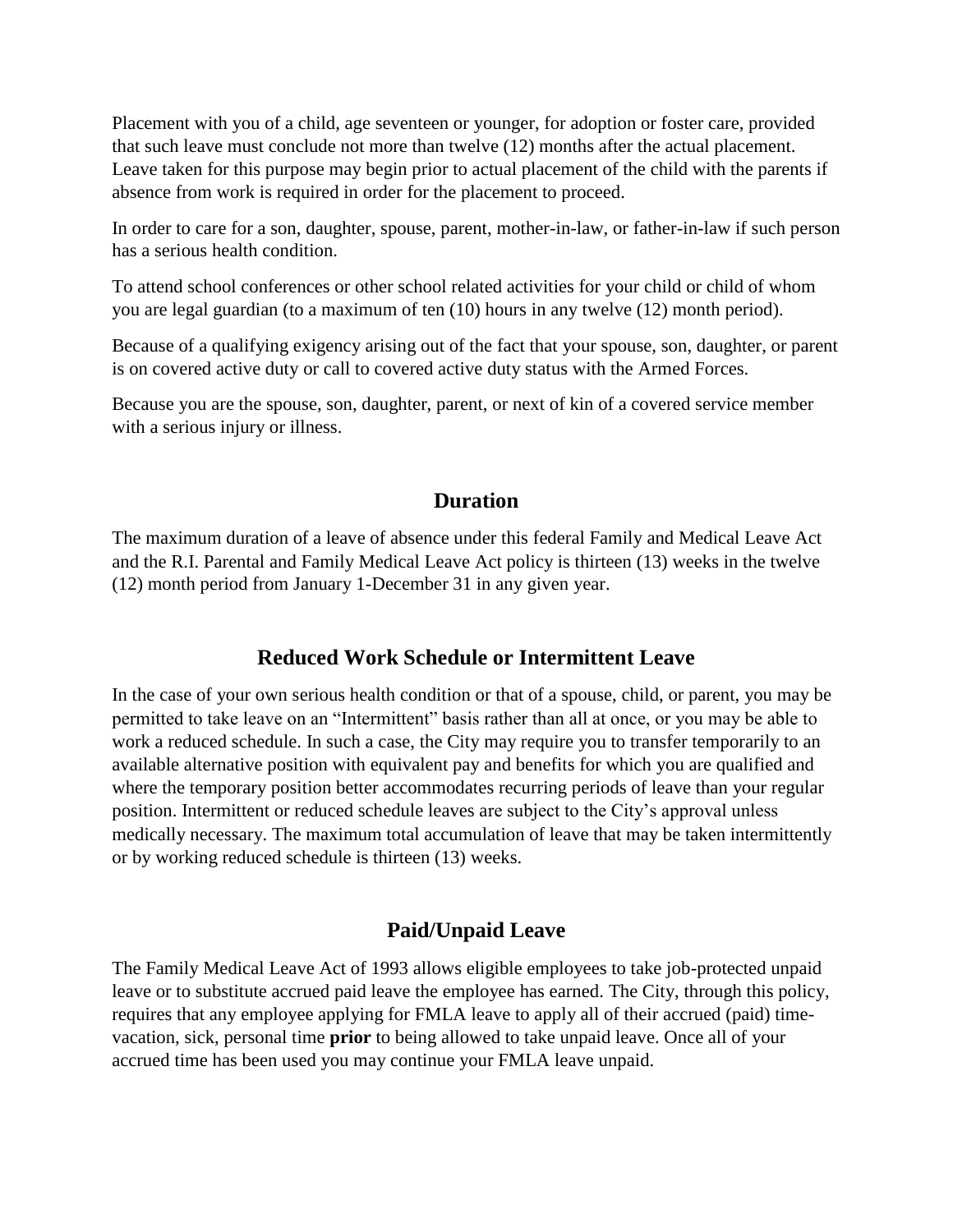Placement with you of a child, age seventeen or younger, for adoption or foster care, provided that such leave must conclude not more than twelve (12) months after the actual placement. Leave taken for this purpose may begin prior to actual placement of the child with the parents if absence from work is required in order for the placement to proceed.

In order to care for a son, daughter, spouse, parent, mother-in-law, or father-in-law if such person has a serious health condition.

To attend school conferences or other school related activities for your child or child of whom you are legal guardian (to a maximum of ten (10) hours in any twelve (12) month period).

Because of a qualifying exigency arising out of the fact that your spouse, son, daughter, or parent is on covered active duty or call to covered active duty status with the Armed Forces.

Because you are the spouse, son, daughter, parent, or next of kin of a covered service member with a serious injury or illness.

## Duration

The maximum duration of a leave of absence under this federal Family and Medical Leave Act and the R.I. Parental and Family Medical Leave Act policy is thirteen (13) weeks in the twelve (12) month period from January 1-December 31 in any given year.

## Reduced Work Schedule or Intermittent Leave

In the case of your own serious health condition or that of a spouse, child, or parent, you may be permitted to take leave on an "Intermittent" basis rather than all at once, or you may be able to work a reduced schedule. In such a case, the City may require you to transfer temporarily to an available alternative position with equivalent pay and benefits for which you are qualified and where the temporary position better accommodates recurring periods of leave than your regular position. Intermittent or reduced schedule leaves are subject to the City's approval unless medically necessary. The maximum total accumulation of leave that may be taken intermittently or by working reduced schedule is thirteen (13) weeks.

## Paid/Unpaid Leave

The Family Medical Leave Act of 1993 allows eligible employees to take job-protected unpaid leave or to substitute accrued paid leave the employee has earned. The City, through this policy, requires that any employee applying for FMLA leave to apply all of their accrued (paid) time-vacation, sick, personal time **prior** to being allowed to take unpaid leave. Once all of your accrued time has been used you may continue your FMLA leave unpaid.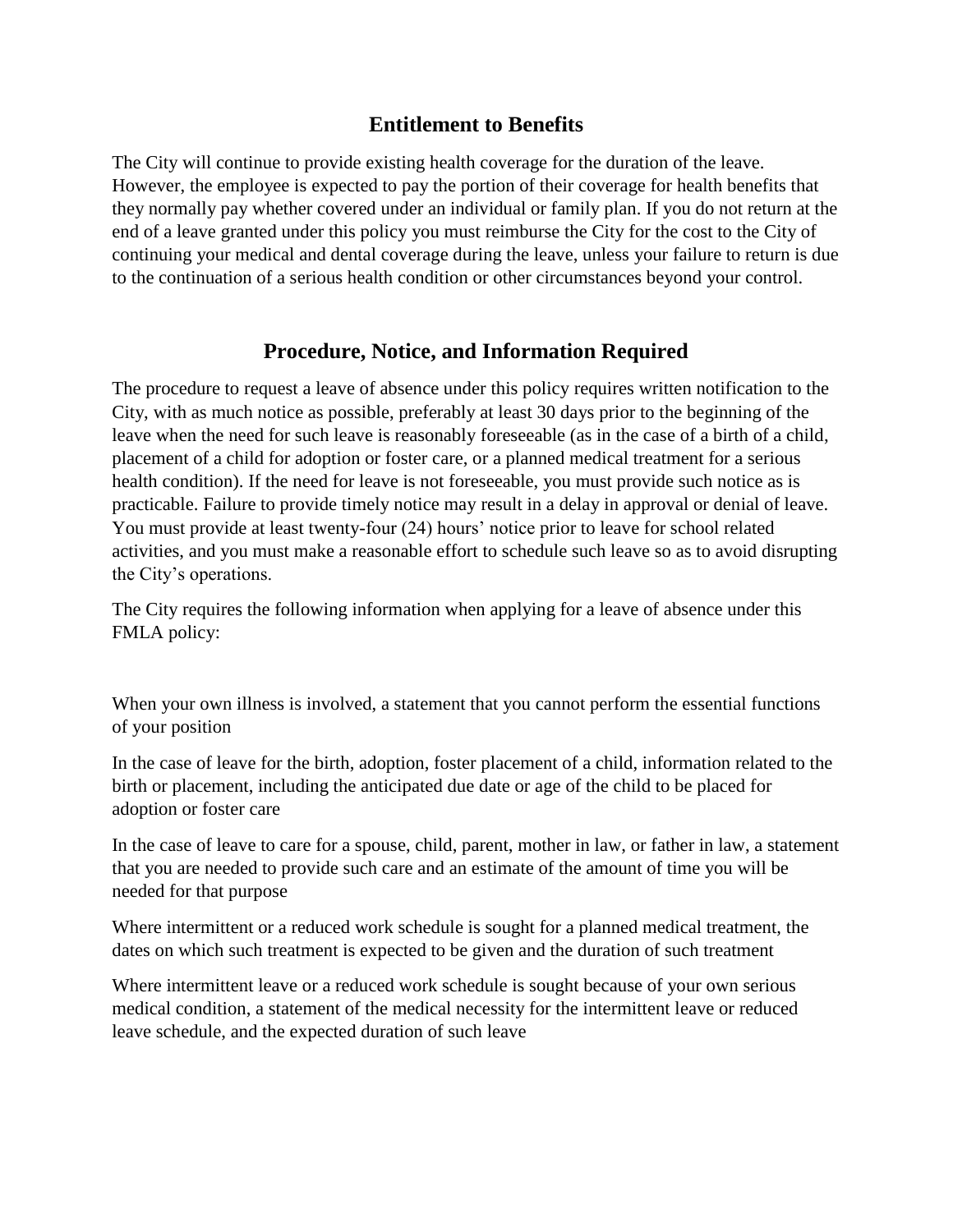## Entitlement to Benefits

The City will continue to provide existing health coverage for the duration of the leave. However, the employee is expected to pay the portion of their coverage for health benefits that they normally pay whether covered under an individual or family plan. If you do not return at the end of a leave granted under this policy you must reimburse the City for the cost to the City of continuing your medical and dental coverage during the leave, unless your failure to return is due to the continuation of a serious health condition or other circumstances beyond your control.

## Procedure, Notice, and Information Required

The procedure to request a leave of absence under this policy requires written notification to the City, with as much notice as possible, preferably at least 30 days prior to the beginning of the leave when the need for such leave is reasonably foreseeable (as in the case of a birth of a child, placement of a child for adoption or foster care, or a planned medical treatment for a serious health condition). If the need for leave is not foreseeable, you must provide such notice as is practicable. Failure to provide timely notice may result in a delay in approval or denial of leave. You must provide at least twenty-four (24) hours' notice prior to leave for school related activities, and you must make a reasonable effort to schedule such leave so as to avoid disrupting the City's operations.

The City requires the following information when applying for a leave of absence under this FMLA policy:

When your own illness is involved, a statement that you cannot perform the essential functions of your position

In the case of leave for the birth, adoption, foster placement of a child, information related to the birth or placement, including the anticipated due date or age of the child to be placed for adoption or foster care

In the case of leave to care for a spouse, child, parent, mother in law, or father in law, a statement that you are needed to provide such care and an estimate of the amount of time you will be needed for that purpose

Where intermittent or a reduced work schedule is sought for a planned medical treatment, the dates on which such treatment is expected to be given and the duration of such treatment

Where intermittent leave or a reduced work schedule is sought because of your own serious medical condition, a statement of the medical necessity for the intermittent leave or reduced leave schedule, and the expected duration of such leave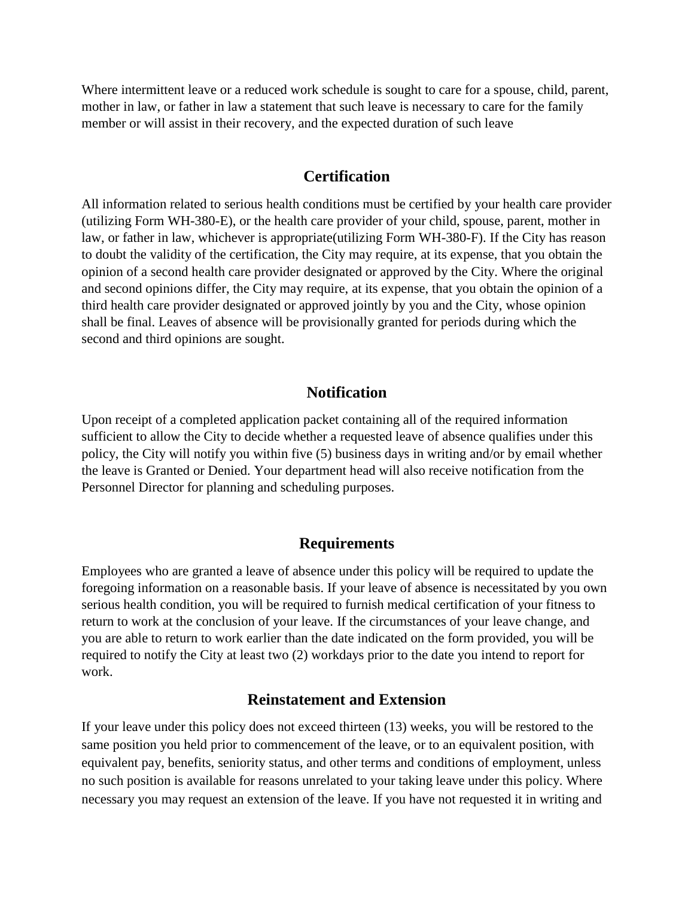Where intermittent leave or a reduced work schedule is sought to care for a spouse, child, parent, mother in law, or father in law a statement that such leave is necessary to care for the family member or will assist in their recovery, and the expected duration of such leave

## Certification

All information related to serious health conditions must be certified by your health care provider (utilizing Form WH-380-E), or the health care provider of your child, spouse, parent, mother in law, or father in law, whichever is appropriate(utilizing Form WH-380-F). If the City has reason to doubt the validity of the certification, the City may require, at its expense, that you obtain the opinion of a second health care provider designated or approved by the City. Where the original and second opinions differ, the City may require, at its expense, that you obtain the opinion of a third health care provider designated or approved jointly by you and the City, whose opinion shall be final. Leaves of absence will be provisionally granted for periods during which the second and third opinions are sought.

## Notification

Upon receipt of a completed application packet containing all of the required information sufficient to allow the City to decide whether a requested leave of absence qualifies under this policy, the City will notify you within five (5) business days in writing and/or by email whether the leave is Granted or Denied. Your department head will also receive notification from the Personnel Director for planning and scheduling purposes.

## Requirements

Employees who are granted a leave of absence under this policy will be required to update the foregoing information on a reasonable basis. If your leave of absence is necessitated by you own serious health condition, you will be required to furnish medical certification of your fitness to return to work at the conclusion of your leave. If the circumstances of your leave change, and you are able to return to work earlier than the date indicated on the form provided, you will be required to notify the City at least two (2) workdays prior to the date you intend to report for work.

## Reinstatement and Extension

If your leave under this policy does not exceed thirteen (13) weeks, you will be restored to the same position you held prior to commencement of the leave, or to an equivalent position, with equivalent pay, benefits, seniority status, and other terms and conditions of employment, unless no such position is available for reasons unrelated to your taking leave under this policy. Where necessary you may request an extension of the leave. If you have not requested it in writing and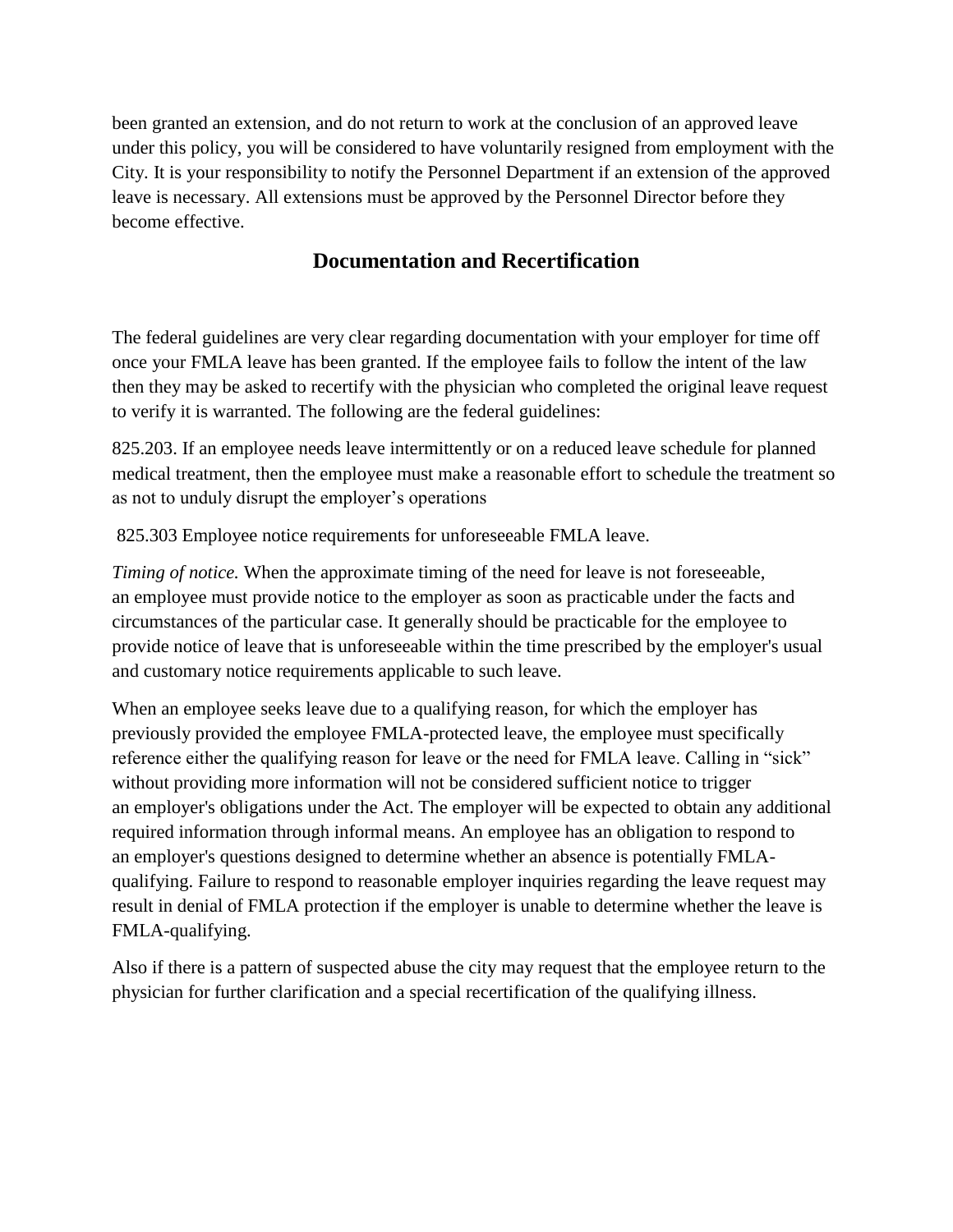been granted an extension, and do not return to work at the conclusion of an approved leave under this policy, you will be considered to have voluntarily resigned from employment with the City. It is your responsibility to notify the Personnel Department if an extension of the approved leave is necessary. All extensions must be approved by the Personnel Director before they become effective.

## Documentation and Recertification

The federal guidelines are very clear regarding documentation with your employer for time off once your FMLA leave has been granted. If the employee fails to follow the intent of the law then they may be asked to recertify with the physician who completed the original leave request to verify it is warranted. The following are the federal guidelines:

825.203. If an employee needs leave intermittently or on a reduced leave schedule for planned medical treatment, then the employee must make a reasonable effort to schedule the treatment so as not to unduly disrupt the employer's operations

825.303 Employee notice requirements for unforeseeable FMLA leave.

*Timing of notice.* When the approximate timing of the need for leave is not foreseeable, an employee must provide notice to the employer as soon as practicable under the facts and circumstances of the particular case. It generally should be practicable for the employee to provide notice of leave that is unforeseeable within the time prescribed by the employer's usual and customary notice requirements applicable to such leave.

When an employee seeks leave due to a qualifying reason, for which the employer has previously provided the employee FMLA-protected leave, the employee must specifically reference either the qualifying reason for leave or the need for FMLA leave. Calling in "sick" without providing more information will not be considered sufficient notice to trigger an employer's obligations under the Act. The employer will be expected to obtain any additional required information through informal means. An employee has an obligation to respond to an employer's questions designed to determine whether an absence is potentially FMLA-qualifying. Failure to respond to reasonable employer inquiries regarding the leave request may result in denial of FMLA protection if the employer is unable to determine whether the leave is FMLA-qualifying.

Also if there is a pattern of suspected abuse the city may request that the employee return to the physician for further clarification and a special recertification of the qualifying illness.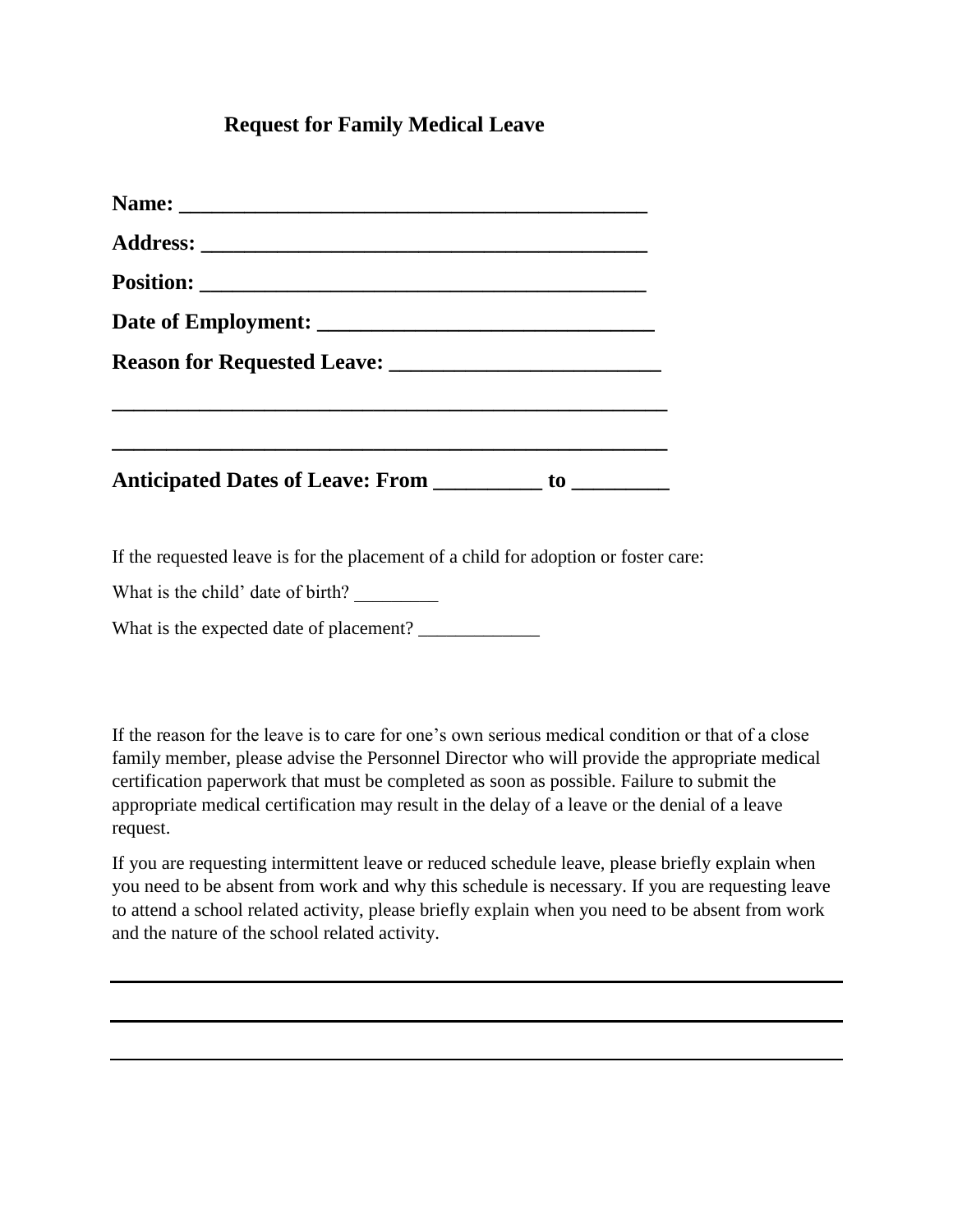# Request for Family Medical Leave

**Name: ___________________________________________**

**Address: _________________________________________**

**Position: _________________________________________**

**Date of Employment: _______________________________**

**Reason for Requested Leave: ________________________**

**_____________________________________________________**

**_____________________________________________________**

**Anticipated Dates of Leave: From __________ to _________**

If the requested leave is for the placement of a child for adoption or foster care:

What is the child' date of birth? _________

What is the expected date of placement? _____________

If the reason for the leave is to care for one's own serious medical condition or that of a close family member, please advise the Personnel Director who will provide the appropriate medical certification paperwork that must be completed as soon as possible. Failure to submit the appropriate medical certification may result in the delay of a leave or the denial of a leave request.

If you are requesting intermittent leave or reduced schedule leave, please briefly explain when you need to be absent from work and why this schedule is necessary. If you are requesting leave to attend a school related activity, please briefly explain when you need to be absent from work and the nature of the school related activity.

_____________________________________________________________________

_____________________________________________________________________

_____________________________________________________________________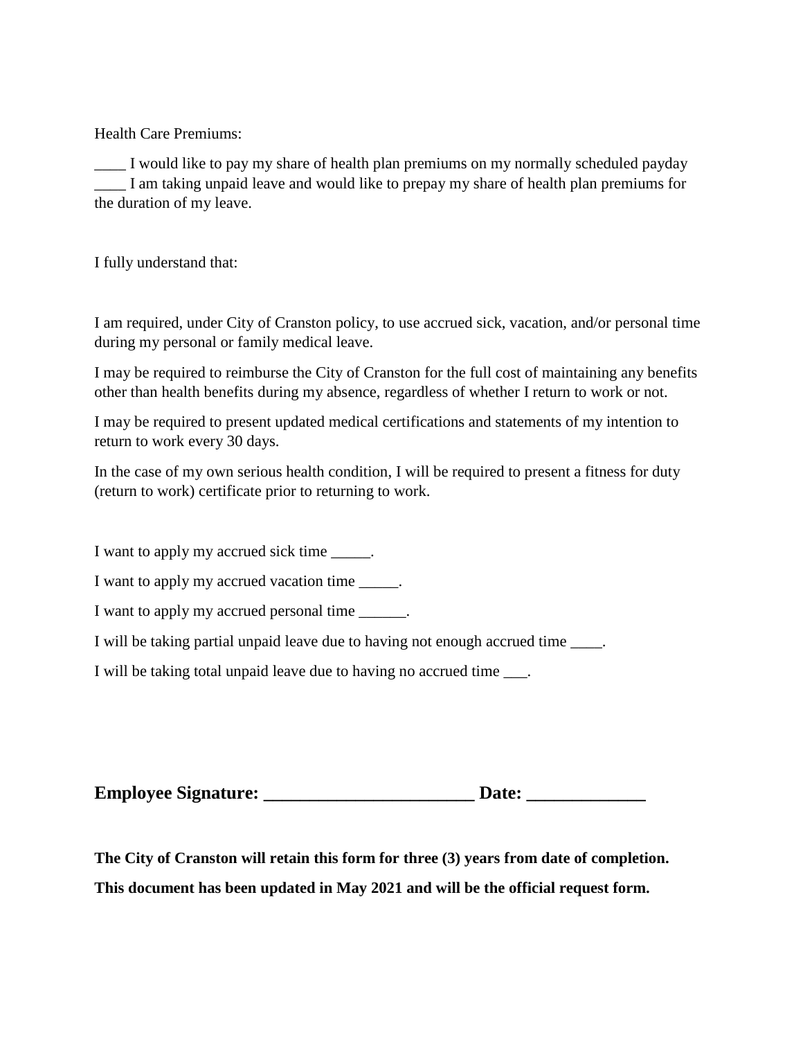Health Care Premiums:

____ I would like to pay my share of health plan premiums on my normally scheduled payday
____ I am taking unpaid leave and would like to prepay my share of health plan premiums for the duration of my leave.

I fully understand that:

I am required, under City of Cranston policy, to use accrued sick, vacation, and/or personal time during my personal or family medical leave.

I may be required to reimburse the City of Cranston for the full cost of maintaining any benefits other than health benefits during my absence, regardless of whether I return to work or not.

I may be required to present updated medical certifications and statements of my intention to return to work every 30 days.

In the case of my own serious health condition, I will be required to present a fitness for duty (return to work) certificate prior to returning to work.

I want to apply my accrued sick time _____.

I want to apply my accrued vacation time _____.

I want to apply my accrued personal time ______.

I will be taking partial unpaid leave due to having not enough accrued time ____.

I will be taking total unpaid leave due to having no accrued time ___.

**Employee Signature: _______________________ Date: _____________**

**The City of Cranston will retain this form for three (3) years from date of completion.**

**This document has been updated in May 2021 and will be the official request form.**